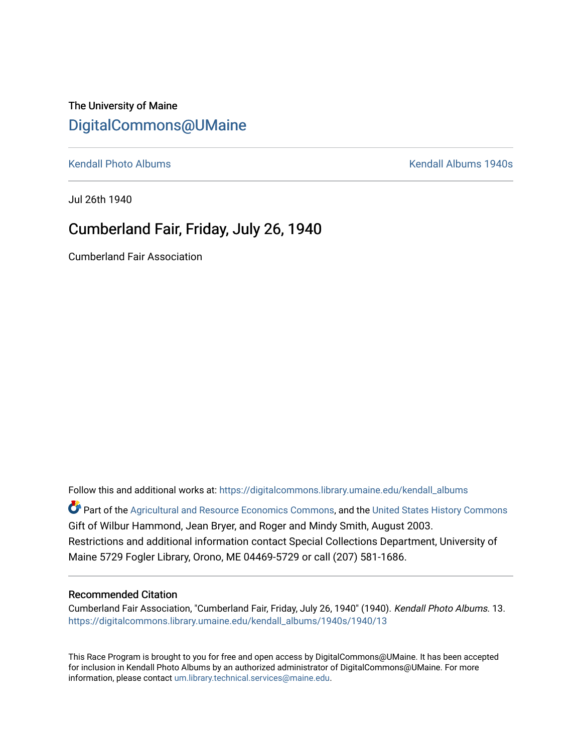The University of Maine

# DigitalCommons@UMaine

Kendall Photo Albums | Kendall Albums 1940s

Jul 26th 1940

## Cumberland Fair, Friday, July 26, 1940

Cumberland Fair Association

Follow this and additional works at: https://digitalcommons.library.umaine.edu/kendall_albums

Part of the Agricultural and Resource Economics Commons, and the United States History Commons

Gift of Wilbur Hammond, Jean Bryer, and Roger and Mindy Smith, August 2003.

Restrictions and additional information contact Special Collections Department, University of Maine 5729 Fogler Library, Orono, ME 04469-5729 or call (207) 581-1686.

### Recommended Citation

Cumberland Fair Association, "Cumberland Fair, Friday, July 26, 1940" (1940). *Kendall Photo Albums*. 13.
https://digitalcommons.library.umaine.edu/kendall_albums/1940s/1940/13

This Race Program is brought to you for free and open access by DigitalCommons@UMaine. It has been accepted for inclusion in Kendall Photo Albums by an authorized administrator of DigitalCommons@UMaine. For more information, please contact um.library.technical.services@maine.edu.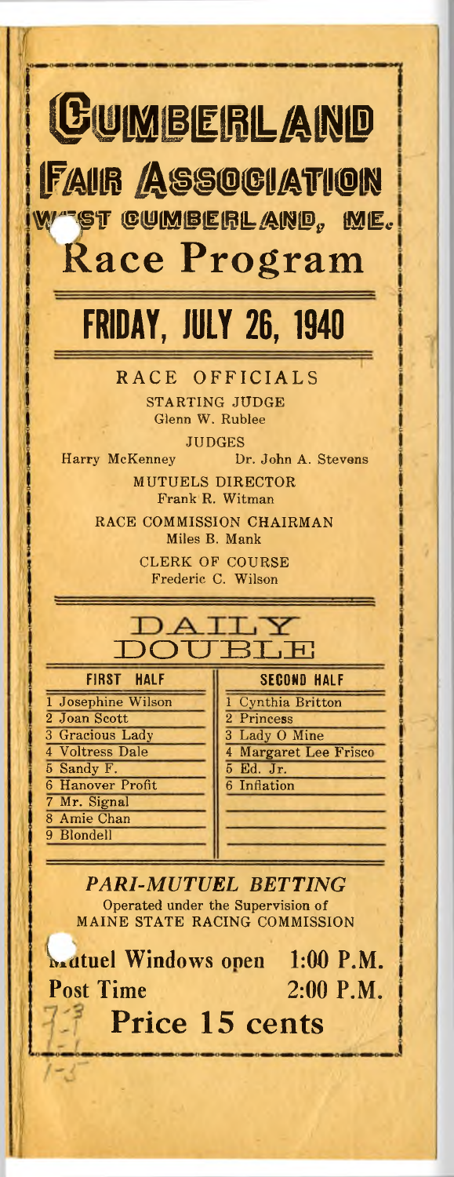# Cumberland Fair Association

## West Cumberland, Me.

# Race Program

## FRIDAY, JULY 26, 1940

### RACE OFFICIALS

STARTING JUDGE
Glenn W. Rublee

JUDGES
Harry McKenney Dr. John A. Stevens

MUTUELS DIRECTOR
Frank R. Witman

RACE COMMISSION CHAIRMAN
Miles B. Mank

CLERK OF COURSE
Frederic C. Wilson

## DAILY DOUBLE

| FIRST HALF | SECOND HALF |
|---|---|
| 1 Josephine Wilson | 1 Cynthia Britton |
| 2 Joan Scott | 2 Princess |
| 3 Gracious Lady | 3 Lady O Mine |
| 4 Voltress Dale | 4 Margaret Lee Frisco |
| 5 Sandy F. | 5 Ed. Jr. |
| 6 Hanover Profit | 6 Inflation |
| 7 Mr. Signal | |
| 8 Amie Chan | |
| 9 Blondell | |

### *PARI-MUTUEL BETTING*

Operated under the Supervision of
MAINE STATE RACING COMMISSION

**Mutuel Windows open 1:00 P.M.**
**Post Time 2:00 P.M.**

**Price 15 cents**

7-3
4-1
1-5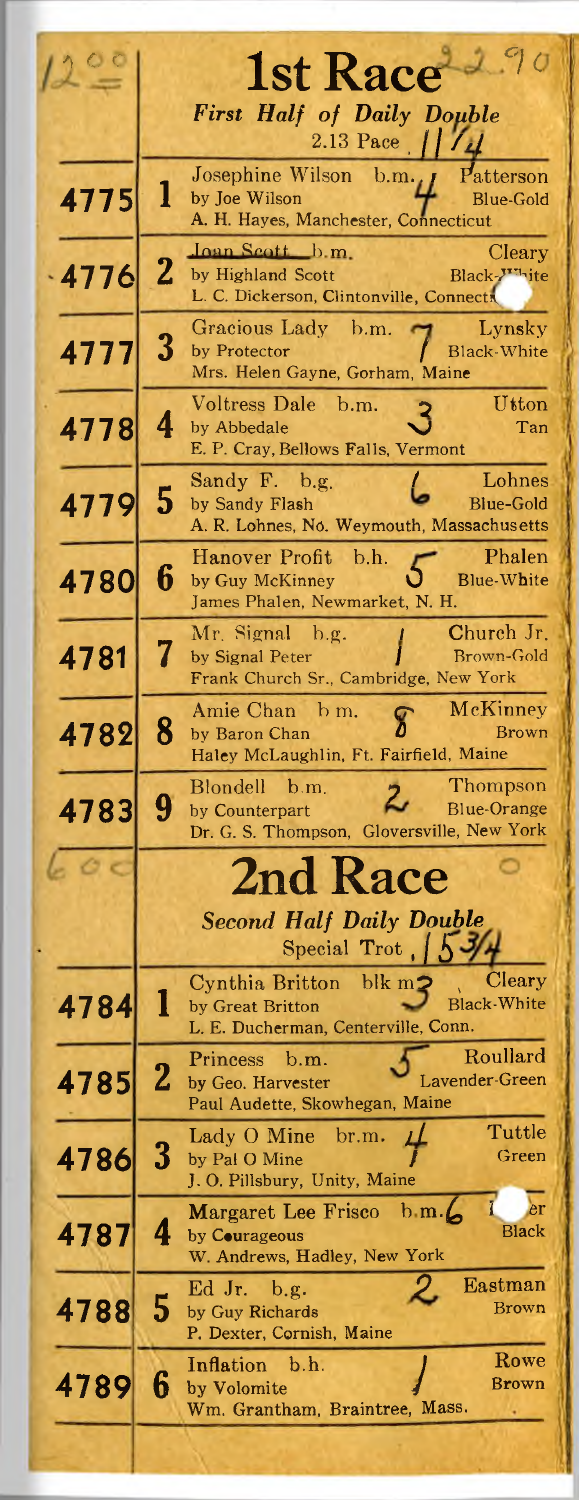## 1st Race

*First Half of Daily Double*

2.13 Pace

| | | Horse | Driver |
|---|---|---|---|
| 4775 | 1 | Josephine Wilson b.m. by Joe Wilson<br>A. H. Hayes, Manchester, Connecticut | Patterson<br>Blue-Gold |
| 4776 | 2 | Joan Scott b.m. by Highland Scott<br>L. C. Dickerson, Clintonville, Connecti | Cleary<br>Black-White |
| 4777 | 3 | Gracious Lady b.m. by Protector<br>Mrs. Helen Gayne, Gorham, Maine | Lynsky<br>Black-White |
| 4778 | 4 | Voltress Dale b.m. by Abbedale<br>E. P. Cray, Bellows Falls, Vermont | Utton<br>Tan |
| 4779 | 5 | Sandy F. b.g. by Sandy Flash<br>A. R. Lohnes, No. Weymouth, Massachusetts | Lohnes<br>Blue-Gold |
| 4780 | 6 | Hanover Profit b.h. by Guy McKinney<br>James Phalen, Newmarket, N. H. | Phalen<br>Blue-White |
| 4781 | 7 | Mr. Signal b.g. by Signal Peter<br>Frank Church Sr., Cambridge, New York | Church Jr.<br>Brown-Gold |
| 4782 | 8 | Amie Chan b m. by Baron Chan<br>Haley McLaughlin, Ft. Fairfield, Maine | McKinney<br>Brown |
| 4783 | 9 | Blondell b.m. by Counterpart<br>Dr. G. S. Thompson, Gloversville, New York | Thompson<br>Blue-Orange |

## 2nd Race

*Second Half Daily Double*

Special Trot

| | | Horse | Driver |
|---|---|---|---|
| 4784 | 1 | Cynthia Britton blk m. by Great Britton<br>L. E. Ducherman, Centerville, Conn. | Cleary<br>Black-White |
| 4785 | 2 | Princess b.m. by Geo. Harvester<br>Paul Audette, Skowhegan, Maine | Roullard<br>Lavender-Green |
| 4786 | 3 | Lady O Mine br.m. by Pal O Mine<br>J. O. Pillsbury, Unity, Maine | Tuttle<br>Green |
| 4787 | 4 | Margaret Lee Frisco b.m. by Courageous<br>W. Andrews, Hadley, New York | er<br>Black |
| 4788 | 5 | Ed Jr. b.g. by Guy Richards<br>P. Dexter, Cornish, Maine | Eastman<br>Brown |
| 4789 | 6 | Inflation b.h. by Volomite<br>Wm. Grantham, Braintree, Mass. | Rowe<br>Brown |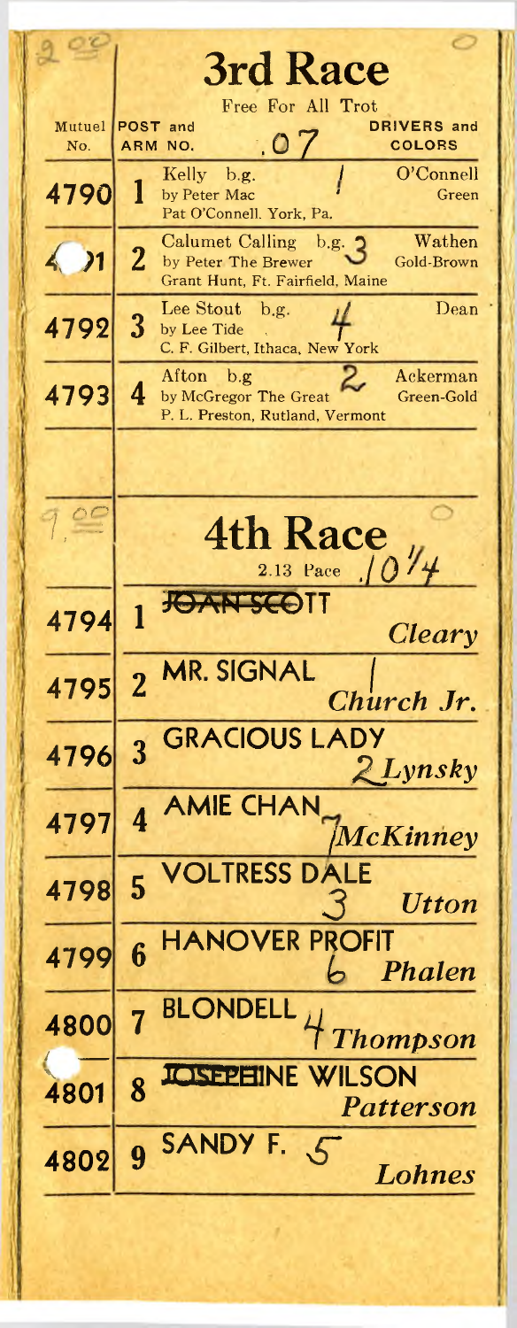2.00

## 3rd Race

Free For All Trot

.07

| Mutuel No. | POST and ARM NO. | | DRIVERS and COLORS |
|---|---|---|---|
| 4790 | 1 | Kelly b.g. by Peter Mac Pat O'Connell. York, Pa. 1 | O'Connell Green |
| 4791 | 2 | Calumet Calling b.g. 3 by Peter The Brewer Grant Hunt, Ft. Fairfield, Maine | Wathen Gold-Brown |
| 4792 | 3 | Lee Stout b.g. 4 by Lee Tide C. F. Gilbert, Ithaca, New York | Dean |
| 4793 | 4 | Afton b.g 2 by McGregor The Great P. L. Preston, Rutland, Vermont | Ackerman Green-Gold |

1.00

## 4th Race

2.13 Pace

$10\frac{1}{4}$

| | | | |
|---|---|---|---|
| 4794 | 1 | ~~JOAN SCOTT~~ | *Cleary* |
| 4795 | 2 | MR. SIGNAL 1 | *Church Jr.* |
| 4796 | 3 | GRACIOUS LADY 2 | *Lynsky* |
| 4797 | 4 | AMIE CHAN 7 | *McKinney* |
| 4798 | 5 | VOLTRESS DALE 3 | *Utton* |
| 4799 | 6 | HANOVER PROFIT 6 | *Phalen* |
| 4800 | 7 | BLONDELL 4 | *Thompson* |
| 4801 | 8 | ~~JOSEPHINE~~ WILSON | *Patterson* |
| 4802 | 9 | SANDY F. 5 | *Lohnes* |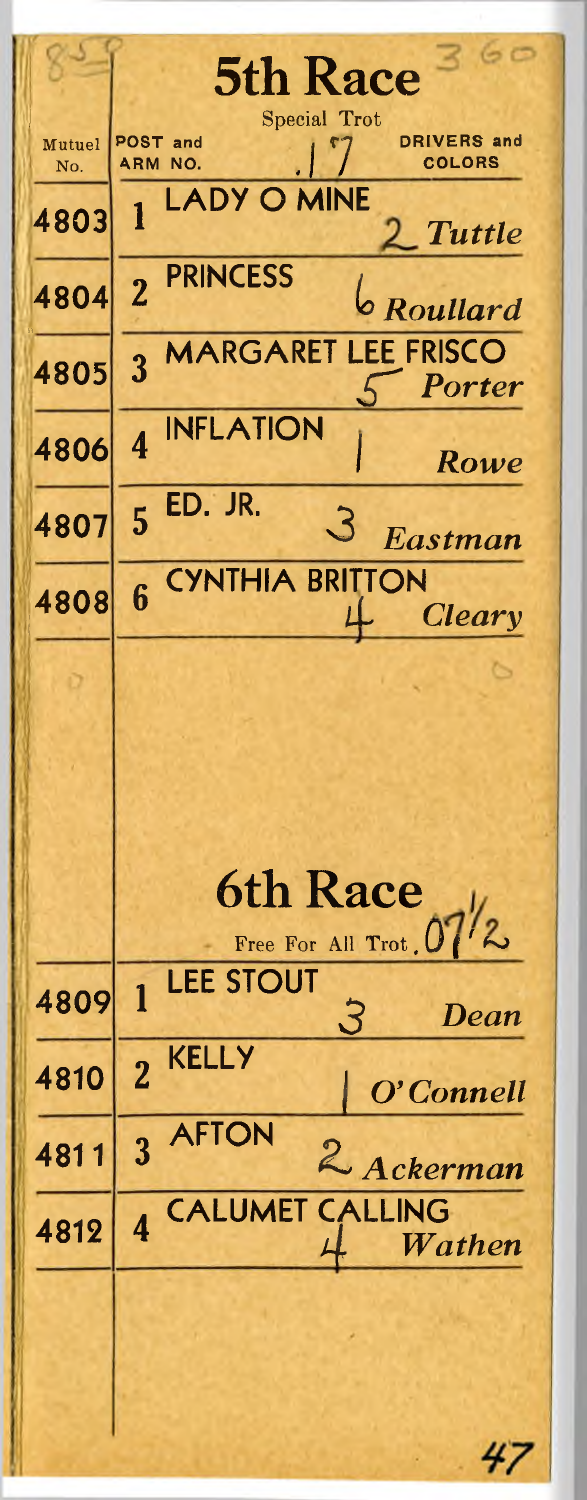# 5th Race

Special Trot .17

| Mutuel No. | POST and ARM NO. | | DRIVERS and COLORS |
|---|---|---|---|
| 4803 | 1 | LADY O MINE 2 | *Tuttle* |
| 4804 | 2 | PRINCESS 6 | *Roullard* |
| 4805 | 3 | MARGARET LEE FRISCO 5 | *Porter* |
| 4806 | 4 | INFLATION 1 | *Rowe* |
| 4807 | 5 | ED. JR. 3 | *Eastman* |
| 4808 | 6 | CYNTHIA BRITTON 4 | *Cleary* |

# 6th Race

Free For All Trot .07½

| Mutuel No. | POST and ARM NO. | | DRIVERS and COLORS |
|---|---|---|---|
| 4809 | 1 | LEE STOUT 3 | *Dean* |
| 4810 | 2 | KELLY 1 | *O'Connell* |
| 4811 | 3 | AFTON 2 | *Ackerman* |
| 4812 | 4 | CALUMET CALLING 4 | *Wathen* |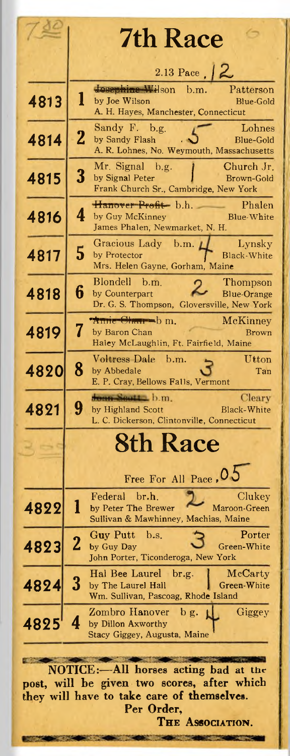# 7th Race

2.13 Pace . 12

| No. | Post | Horse | Driver / Colors |
|---|---|---|---|
| 4813 | 1 | Josephine Wilson b.m. by Joe Wilson — A. H. Hayes, Manchester, Connecticut | Patterson, Blue-Gold |
| 4814 | 2 | Sandy F. b.g. by Sandy Flash — A. R. Lohnes, No. Weymouth, Massachusetts | Lohnes, Blue-Gold |
| 4815 | 3 | Mr. Signal b.g. by Signal Peter — Frank Church Sr., Cambridge, New York | Church Jr., Brown-Gold |
| 4816 | 4 | Hanover Profit b.h. by Guy McKinney — James Phalen, Newmarket, N. H. | Phalen, Blue-White |
| 4817 | 5 | Gracious Lady b.m. by Protector — Mrs. Helen Gayne, Gorham, Maine | Lynsky, Black-White |
| 4818 | 6 | Blondell b.m. by Counterpart — Dr. G. S. Thompson, Gloversville, New York | Thompson, Blue-Orange |
| 4819 | 7 | Annie Chan b m. by Baron Chan — Haley McLaughlin, Ft. Fairfield, Maine | McKinney, Brown |
| 4820 | 8 | Voltress Dale b.m. by Abbedale — E. P. Cray, Bellows Falls, Vermont | Utton, Tan |
| 4821 | 9 | Joan Scott b.m. by Highland Scott — L. C. Dickerson, Clintonville, Connecticut | Cleary, Black-White |

# 8th Race

Free For All Pace .05

| No. | Post | Horse | Driver / Colors |
|---|---|---|---|
| 4822 | 1 | Federal br.h. by Peter The Brewer — Sullivan & Mawhinney, Machias, Maine | Clukey, Maroon-Green |
| 4823 | 2 | Guy Putt b.s. by Guy Day — John Porter, Ticonderoga, New York | Porter, Green-White |
| 4824 | 3 | Hal Bee Laurel br.g. by The Laurel Hall — Wm. Sullivan, Pascoag, Rhode Island | McCarty, Green-White |
| 4825 | 4 | Zombro Hanover b g. by Dillon Axworthy — Stacy Giggey, Augusta, Maine | Giggey |

NOTICE:—All horses acting bad at the post, will be given two scores, after which they will have to take care of themselves.

Per Order,

THE ASSOCIATION.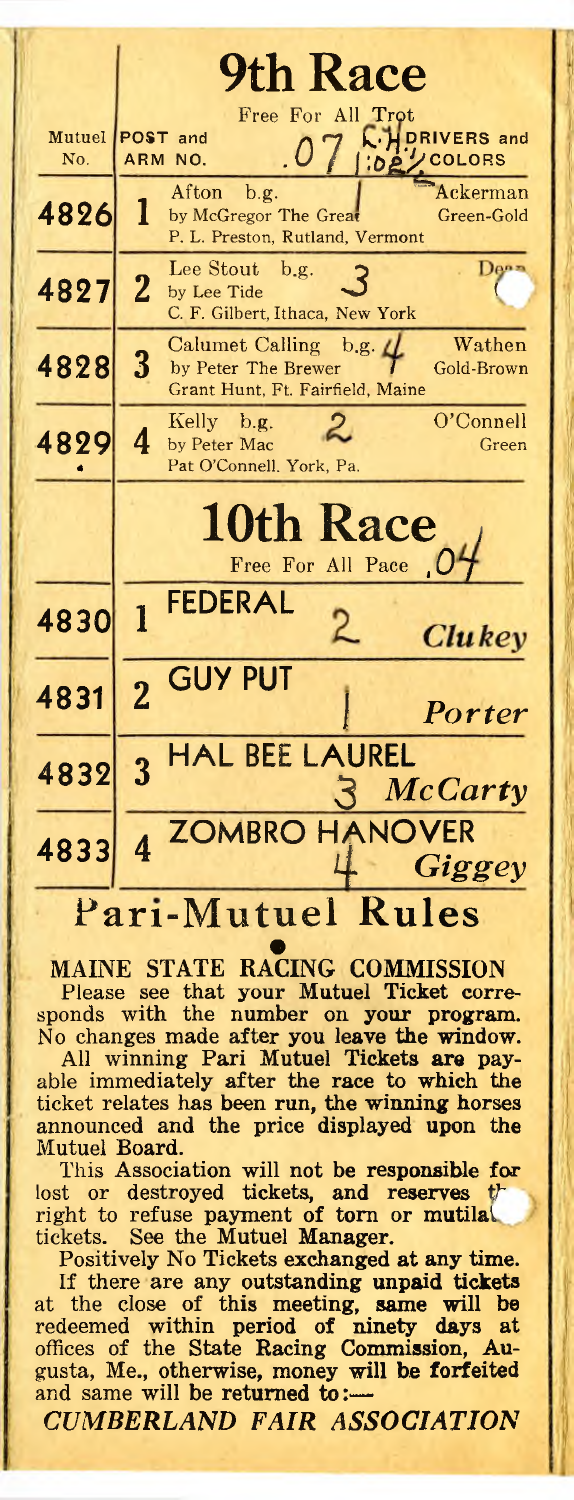# 9th Race

Free For All Trot

| Mutuel No. | POST and ARM NO. | | DRIVERS and COLORS |
|---|---|---|---|
| 4826 | 1 | Afton b.g. by McGregor The Great P. L. Preston, Rutland, Vermont | Ackerman Green-Gold |
| 4827 | 2 | Lee Stout b.g. 3 by Lee Tide C. F. Gilbert, Ithaca, New York | Dean |
| 4828 | 3 | Calumet Calling b.g. 4 by Peter The Brewer 1 Grant Hunt, Ft. Fairfield, Maine | Wathen Gold-Brown |
| 4829 | 4 | Kelly b.g. 2 by Peter Mac Pat O'Connell, York, Pa. | O'Connell Green |

# 10th Race

Free For All Pace .04

| | | | |
|---|---|---|---|
| 4830 | 1 | FEDERAL 2 | *Clukey* |
| 4831 | 2 | GUY PUT 1 | *Porter* |
| 4832 | 3 | HAL BEE LAUREL 3 | *McCarty* |
| 4833 | 4 | ZOMBRO HANOVER 4 | *Giggey* |

# Pari-Mutuel Rules

**MAINE STATE RACING COMMISSION**

Please see that your Mutuel Ticket corresponds with the number on your program. No changes made after you leave the window.

All winning Pari Mutuel Tickets are payable immediately after the race to which the ticket relates has been run, the winning horses announced and the price displayed upon the Mutuel Board.

This Association will not be responsible for lost or destroyed tickets, and reserves the right to refuse payment of torn or mutilated tickets. See the Mutuel Manager.

Positively No Tickets exchanged at any time.

If there are any outstanding unpaid tickets at the close of this meeting, same will be redeemed within period of ninety days at offices of the State Racing Commission, Augusta, Me., otherwise, money will be forfeited and same will be returned to:—

*CUMBERLAND FAIR ASSOCIATION*